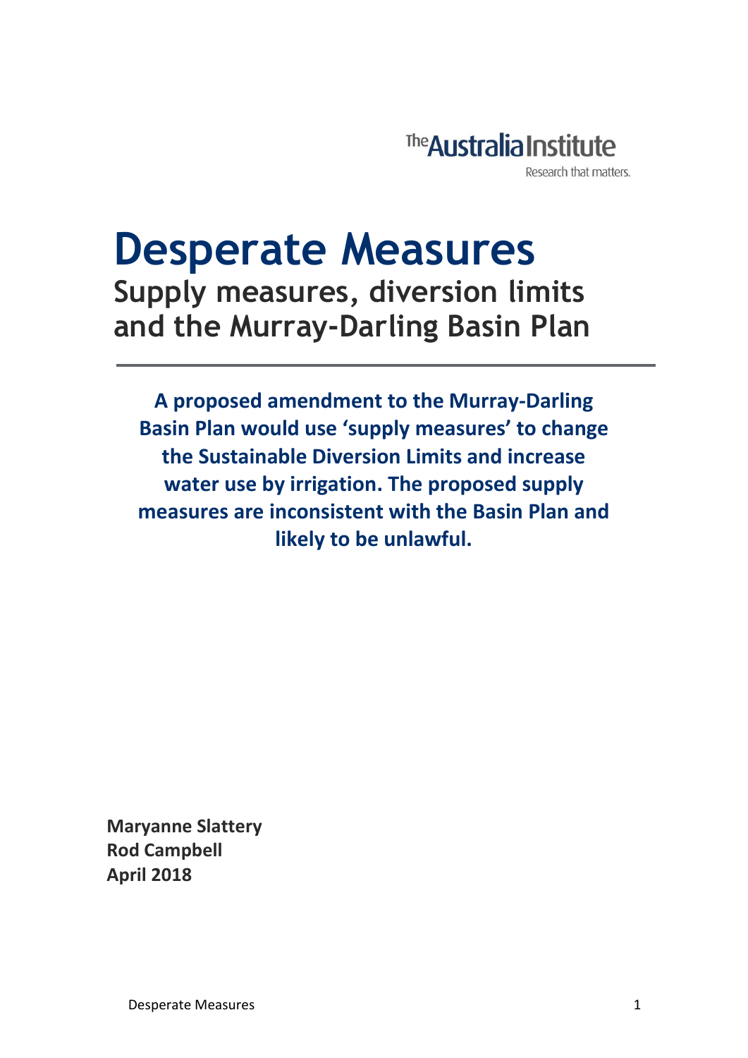The Australia Institute

Research that matters.

# Desperate Measures

## Supply measures, diversion limits and the Murray-Darling Basin Plan

**A proposed amendment to the Murray-Darling Basin Plan would use 'supply measures' to change the Sustainable Diversion Limits and increase water use by irrigation. The proposed supply measures are inconsistent with the Basin Plan and likely to be unlawful.**

**Maryanne Slattery**
**Rod Campbell**
**April 2018**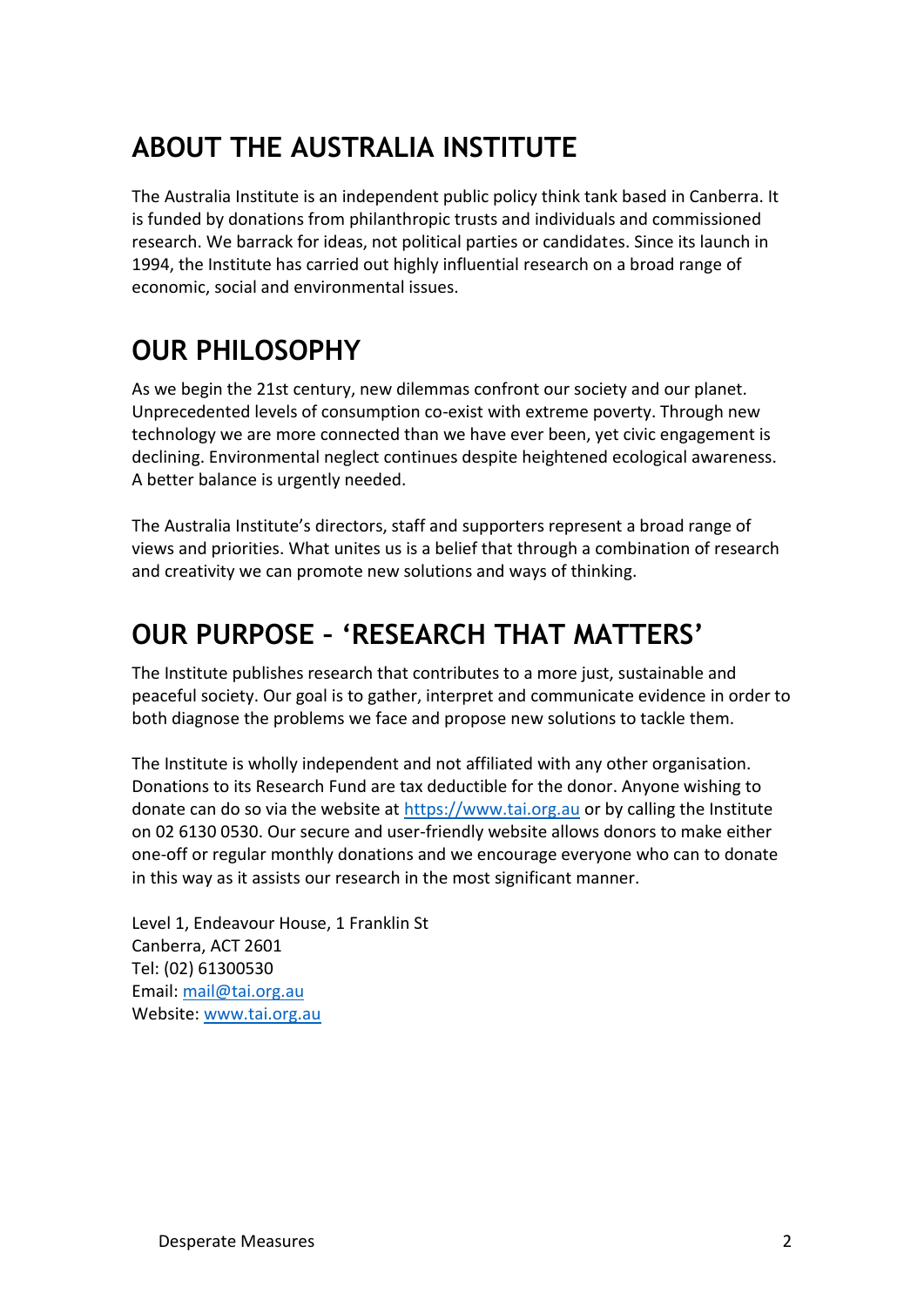# ABOUT THE AUSTRALIA INSTITUTE

The Australia Institute is an independent public policy think tank based in Canberra. It is funded by donations from philanthropic trusts and individuals and commissioned research. We barrack for ideas, not political parties or candidates. Since its launch in 1994, the Institute has carried out highly influential research on a broad range of economic, social and environmental issues.

# OUR PHILOSOPHY

As we begin the 21st century, new dilemmas confront our society and our planet. Unprecedented levels of consumption co-exist with extreme poverty. Through new technology we are more connected than we have ever been, yet civic engagement is declining. Environmental neglect continues despite heightened ecological awareness. A better balance is urgently needed.

The Australia Institute's directors, staff and supporters represent a broad range of views and priorities. What unites us is a belief that through a combination of research and creativity we can promote new solutions and ways of thinking.

# OUR PURPOSE – 'RESEARCH THAT MATTERS'

The Institute publishes research that contributes to a more just, sustainable and peaceful society. Our goal is to gather, interpret and communicate evidence in order to both diagnose the problems we face and propose new solutions to tackle them.

The Institute is wholly independent and not affiliated with any other organisation. Donations to its Research Fund are tax deductible for the donor. Anyone wishing to donate can do so via the website at https://www.tai.org.au or by calling the Institute on 02 6130 0530. Our secure and user-friendly website allows donors to make either one-off or regular monthly donations and we encourage everyone who can to donate in this way as it assists our research in the most significant manner.

Level 1, Endeavour House, 1 Franklin St
Canberra, ACT 2601
Tel: (02) 61300530
Email: mail@tai.org.au
Website: www.tai.org.au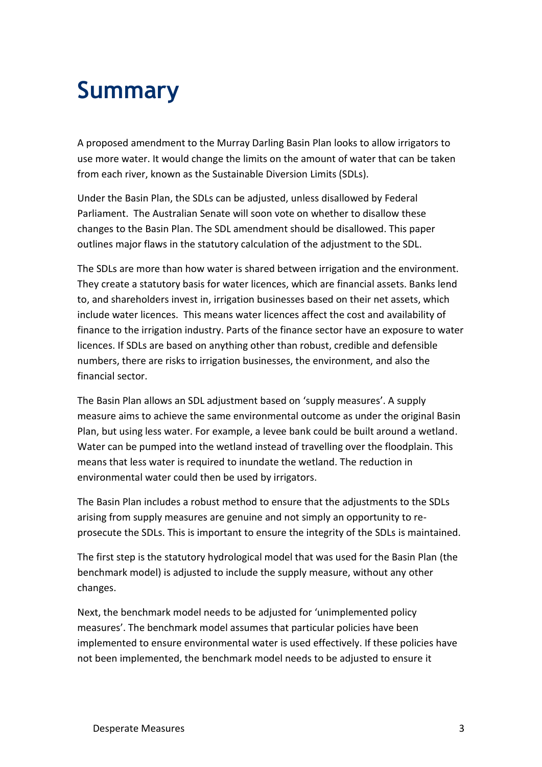# Summary

A proposed amendment to the Murray Darling Basin Plan looks to allow irrigators to use more water. It would change the limits on the amount of water that can be taken from each river, known as the Sustainable Diversion Limits (SDLs).

Under the Basin Plan, the SDLs can be adjusted, unless disallowed by Federal Parliament. The Australian Senate will soon vote on whether to disallow these changes to the Basin Plan. The SDL amendment should be disallowed. This paper outlines major flaws in the statutory calculation of the adjustment to the SDL.

The SDLs are more than how water is shared between irrigation and the environment. They create a statutory basis for water licences, which are financial assets. Banks lend to, and shareholders invest in, irrigation businesses based on their net assets, which include water licences. This means water licences affect the cost and availability of finance to the irrigation industry. Parts of the finance sector have an exposure to water licences. If SDLs are based on anything other than robust, credible and defensible numbers, there are risks to irrigation businesses, the environment, and also the financial sector.

The Basin Plan allows an SDL adjustment based on 'supply measures'. A supply measure aims to achieve the same environmental outcome as under the original Basin Plan, but using less water. For example, a levee bank could be built around a wetland. Water can be pumped into the wetland instead of travelling over the floodplain. This means that less water is required to inundate the wetland. The reduction in environmental water could then be used by irrigators.

The Basin Plan includes a robust method to ensure that the adjustments to the SDLs arising from supply measures are genuine and not simply an opportunity to re-prosecute the SDLs. This is important to ensure the integrity of the SDLs is maintained.

The first step is the statutory hydrological model that was used for the Basin Plan (the benchmark model) is adjusted to include the supply measure, without any other changes.

Next, the benchmark model needs to be adjusted for 'unimplemented policy measures'. The benchmark model assumes that particular policies have been implemented to ensure environmental water is used effectively. If these policies have not been implemented, the benchmark model needs to be adjusted to ensure it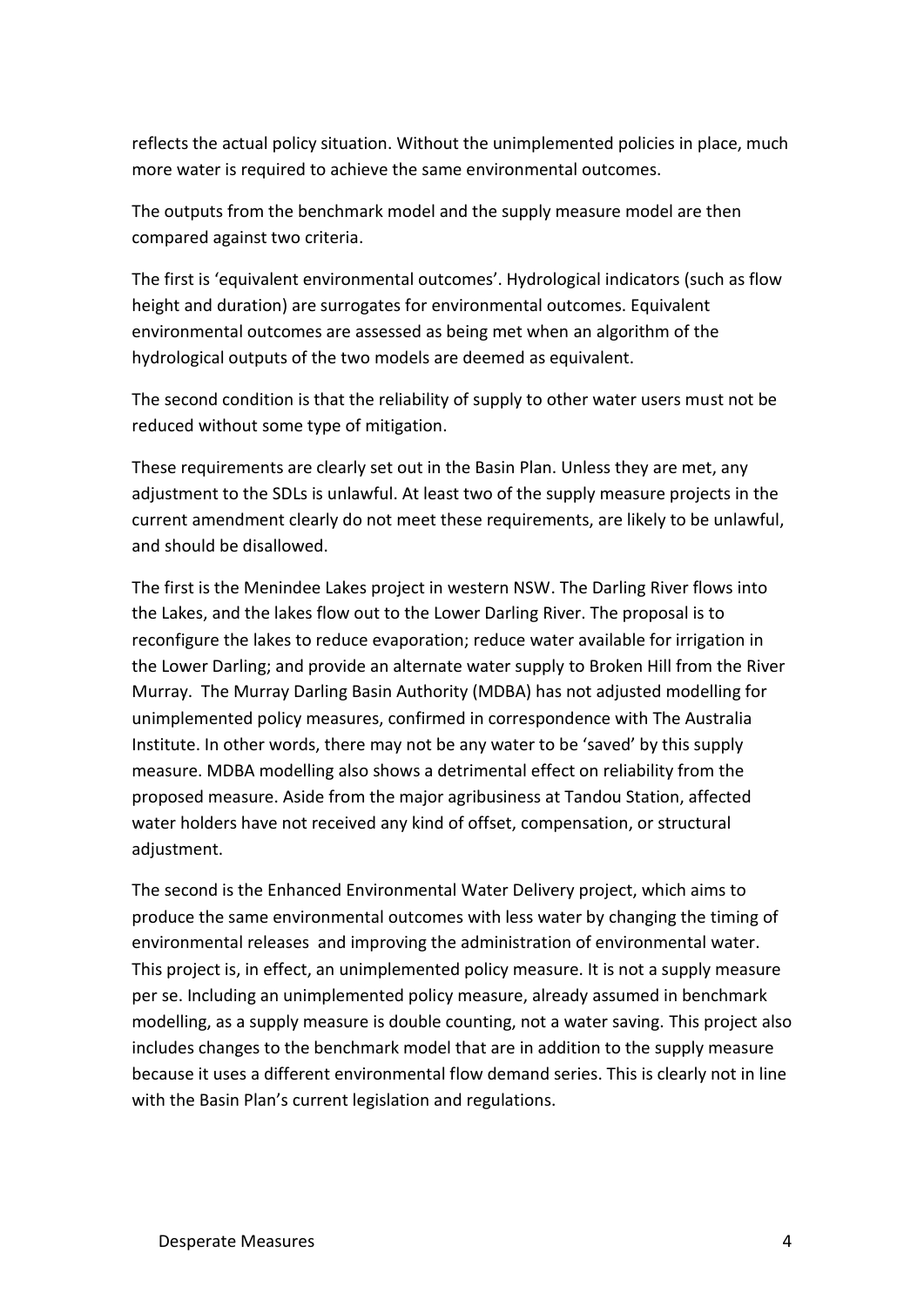reflects the actual policy situation. Without the unimplemented policies in place, much more water is required to achieve the same environmental outcomes.

The outputs from the benchmark model and the supply measure model are then compared against two criteria.

The first is 'equivalent environmental outcomes'. Hydrological indicators (such as flow height and duration) are surrogates for environmental outcomes. Equivalent environmental outcomes are assessed as being met when an algorithm of the hydrological outputs of the two models are deemed as equivalent.

The second condition is that the reliability of supply to other water users must not be reduced without some type of mitigation.

These requirements are clearly set out in the Basin Plan. Unless they are met, any adjustment to the SDLs is unlawful. At least two of the supply measure projects in the current amendment clearly do not meet these requirements, are likely to be unlawful, and should be disallowed.

The first is the Menindee Lakes project in western NSW. The Darling River flows into the Lakes, and the lakes flow out to the Lower Darling River. The proposal is to reconfigure the lakes to reduce evaporation; reduce water available for irrigation in the Lower Darling; and provide an alternate water supply to Broken Hill from the River Murray. The Murray Darling Basin Authority (MDBA) has not adjusted modelling for unimplemented policy measures, confirmed in correspondence with The Australia Institute. In other words, there may not be any water to be 'saved' by this supply measure. MDBA modelling also shows a detrimental effect on reliability from the proposed measure. Aside from the major agribusiness at Tandou Station, affected water holders have not received any kind of offset, compensation, or structural adjustment.

The second is the Enhanced Environmental Water Delivery project, which aims to produce the same environmental outcomes with less water by changing the timing of environmental releases and improving the administration of environmental water. This project is, in effect, an unimplemented policy measure. It is not a supply measure per se. Including an unimplemented policy measure, already assumed in benchmark modelling, as a supply measure is double counting, not a water saving. This project also includes changes to the benchmark model that are in addition to the supply measure because it uses a different environmental flow demand series. This is clearly not in line with the Basin Plan's current legislation and regulations.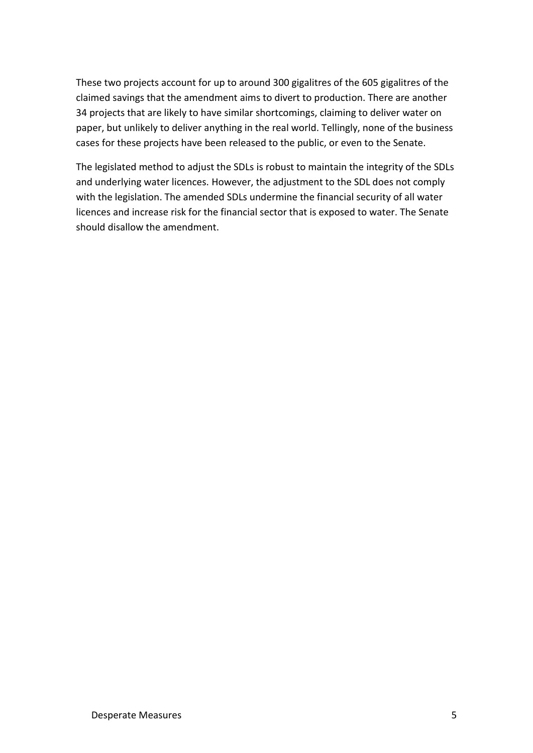These two projects account for up to around 300 gigalitres of the 605 gigalitres of the claimed savings that the amendment aims to divert to production. There are another 34 projects that are likely to have similar shortcomings, claiming to deliver water on paper, but unlikely to deliver anything in the real world. Tellingly, none of the business cases for these projects have been released to the public, or even to the Senate.

The legislated method to adjust the SDLs is robust to maintain the integrity of the SDLs and underlying water licences. However, the adjustment to the SDL does not comply with the legislation. The amended SDLs undermine the financial security of all water licences and increase risk for the financial sector that is exposed to water. The Senate should disallow the amendment.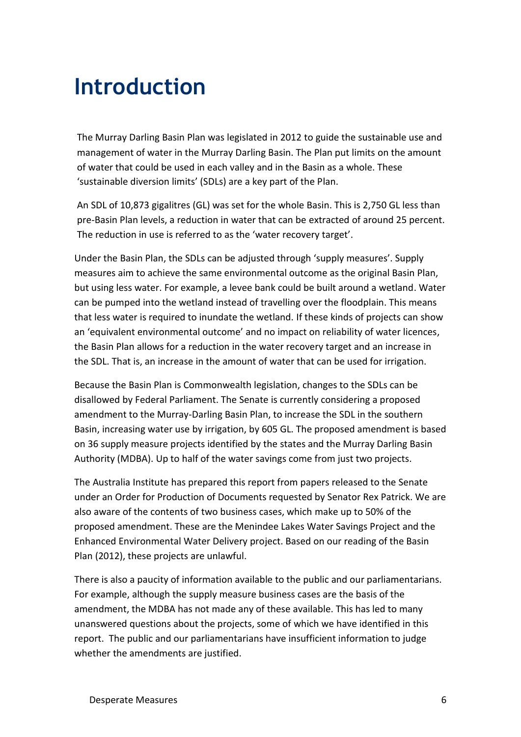# Introduction

The Murray Darling Basin Plan was legislated in 2012 to guide the sustainable use and management of water in the Murray Darling Basin. The Plan put limits on the amount of water that could be used in each valley and in the Basin as a whole. These 'sustainable diversion limits' (SDLs) are a key part of the Plan.

An SDL of 10,873 gigalitres (GL) was set for the whole Basin. This is 2,750 GL less than pre-Basin Plan levels, a reduction in water that can be extracted of around 25 percent. The reduction in use is referred to as the 'water recovery target'.

Under the Basin Plan, the SDLs can be adjusted through 'supply measures'. Supply measures aim to achieve the same environmental outcome as the original Basin Plan, but using less water. For example, a levee bank could be built around a wetland. Water can be pumped into the wetland instead of travelling over the floodplain. This means that less water is required to inundate the wetland. If these kinds of projects can show an 'equivalent environmental outcome' and no impact on reliability of water licences, the Basin Plan allows for a reduction in the water recovery target and an increase in the SDL. That is, an increase in the amount of water that can be used for irrigation.

Because the Basin Plan is Commonwealth legislation, changes to the SDLs can be disallowed by Federal Parliament. The Senate is currently considering a proposed amendment to the Murray-Darling Basin Plan, to increase the SDL in the southern Basin, increasing water use by irrigation, by 605 GL. The proposed amendment is based on 36 supply measure projects identified by the states and the Murray Darling Basin Authority (MDBA). Up to half of the water savings come from just two projects.

The Australia Institute has prepared this report from papers released to the Senate under an Order for Production of Documents requested by Senator Rex Patrick. We are also aware of the contents of two business cases, which make up to 50% of the proposed amendment. These are the Menindee Lakes Water Savings Project and the Enhanced Environmental Water Delivery project. Based on our reading of the Basin Plan (2012), these projects are unlawful.

There is also a paucity of information available to the public and our parliamentarians. For example, although the supply measure business cases are the basis of the amendment, the MDBA has not made any of these available. This has led to many unanswered questions about the projects, some of which we have identified in this report. The public and our parliamentarians have insufficient information to judge whether the amendments are justified.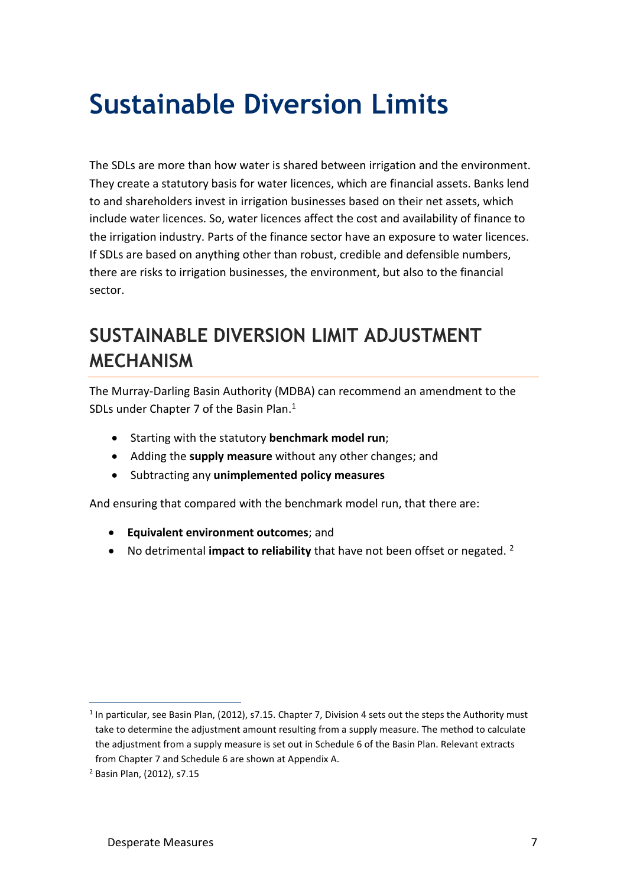# Sustainable Diversion Limits

The SDLs are more than how water is shared between irrigation and the environment. They create a statutory basis for water licences, which are financial assets. Banks lend to and shareholders invest in irrigation businesses based on their net assets, which include water licences. So, water licences affect the cost and availability of finance to the irrigation industry. Parts of the finance sector have an exposure to water licences. If SDLs are based on anything other than robust, credible and defensible numbers, there are risks to irrigation businesses, the environment, but also to the financial sector.

## SUSTAINABLE DIVERSION LIMIT ADJUSTMENT MECHANISM

The Murray-Darling Basin Authority (MDBA) can recommend an amendment to the SDLs under Chapter 7 of the Basin Plan.[1]

- Starting with the statutory **benchmark model run**;
- Adding the **supply measure** without any other changes; and
- Subtracting any **unimplemented policy measures**

And ensuring that compared with the benchmark model run, that there are:

- **Equivalent environment outcomes**; and
- No detrimental **impact to reliability** that have not been offset or negated. [2]

---

[1] In particular, see Basin Plan, (2012), s7.15. Chapter 7, Division 4 sets out the steps the Authority must take to determine the adjustment amount resulting from a supply measure. The method to calculate the adjustment from a supply measure is set out in Schedule 6 of the Basin Plan. Relevant extracts from Chapter 7 and Schedule 6 are shown at Appendix A.

[2] Basin Plan, (2012), s7.15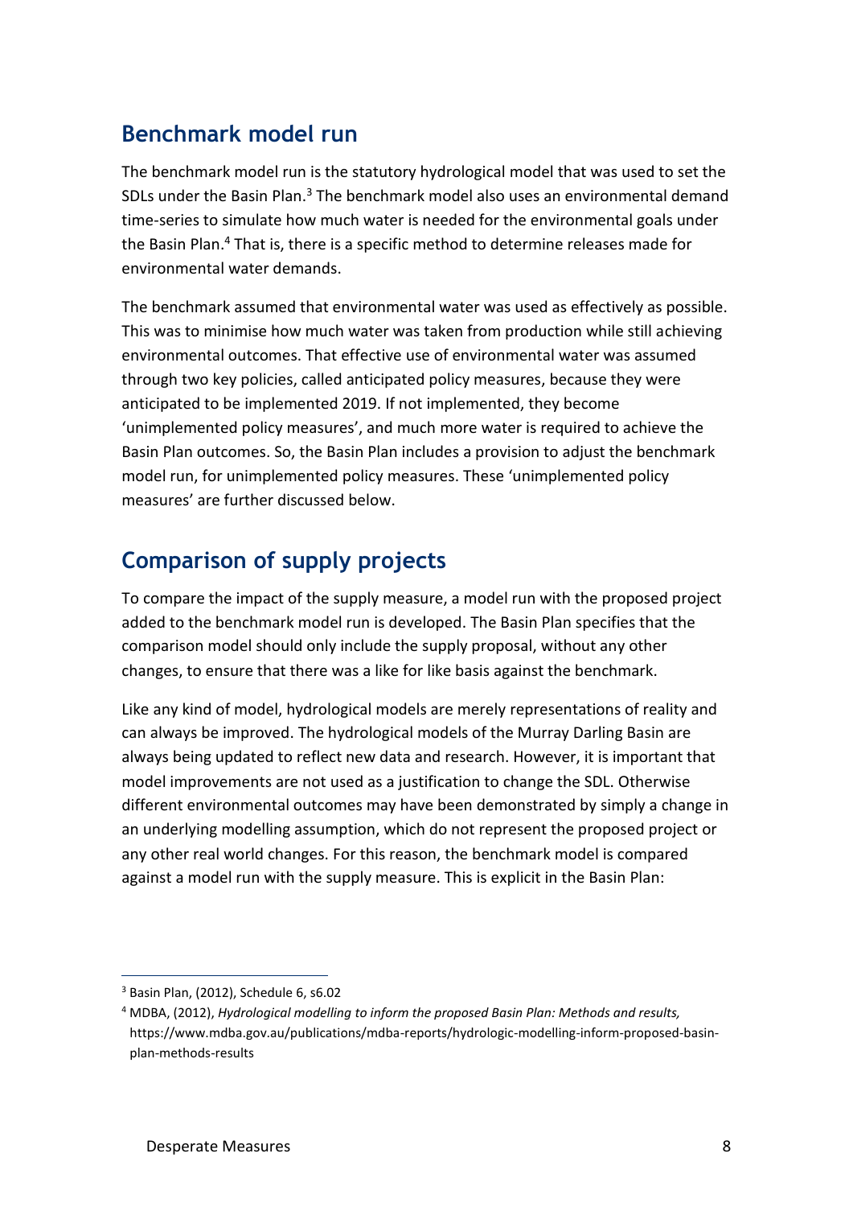## Benchmark model run

The benchmark model run is the statutory hydrological model that was used to set the SDLs under the Basin Plan.[3] The benchmark model also uses an environmental demand time-series to simulate how much water is needed for the environmental goals under the Basin Plan.[4] That is, there is a specific method to determine releases made for environmental water demands.

The benchmark assumed that environmental water was used as effectively as possible. This was to minimise how much water was taken from production while still achieving environmental outcomes. That effective use of environmental water was assumed through two key policies, called anticipated policy measures, because they were anticipated to be implemented 2019. If not implemented, they become 'unimplemented policy measures', and much more water is required to achieve the Basin Plan outcomes. So, the Basin Plan includes a provision to adjust the benchmark model run, for unimplemented policy measures. These 'unimplemented policy measures' are further discussed below.

## Comparison of supply projects

To compare the impact of the supply measure, a model run with the proposed project added to the benchmark model run is developed. The Basin Plan specifies that the comparison model should only include the supply proposal, without any other changes, to ensure that there was a like for like basis against the benchmark.

Like any kind of model, hydrological models are merely representations of reality and can always be improved. The hydrological models of the Murray Darling Basin are always being updated to reflect new data and research. However, it is important that model improvements are not used as a justification to change the SDL. Otherwise different environmental outcomes may have been demonstrated by simply a change in an underlying modelling assumption, which do not represent the proposed project or any other real world changes. For this reason, the benchmark model is compared against a model run with the supply measure. This is explicit in the Basin Plan:

---

[3] Basin Plan, (2012), Schedule 6, s6.02

[4] MDBA, (2012), *Hydrological modelling to inform the proposed Basin Plan: Methods and results,* https://www.mdba.gov.au/publications/mdba-reports/hydrologic-modelling-inform-proposed-basin-plan-methods-results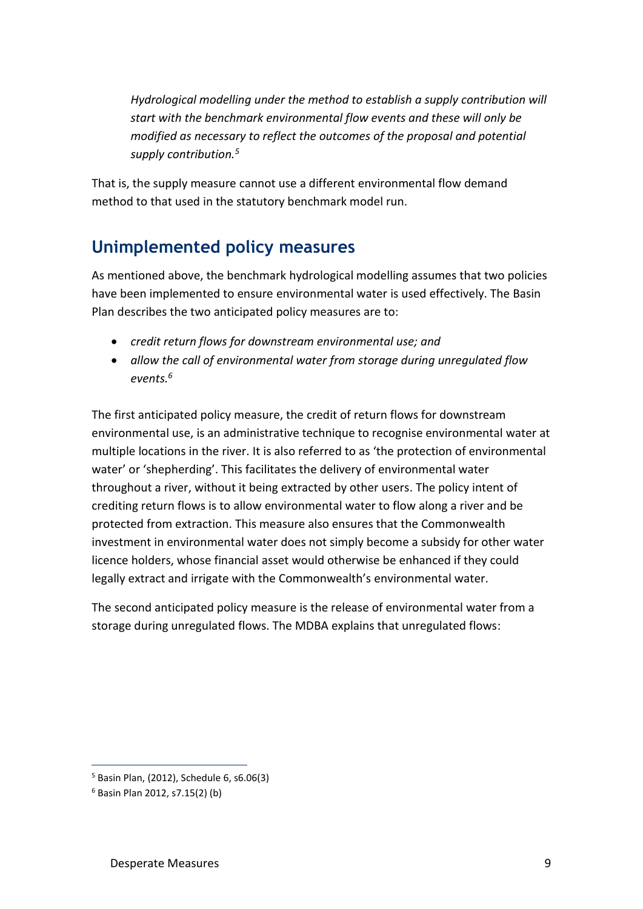> *Hydrological modelling under the method to establish a supply contribution will start with the benchmark environmental flow events and these will only be modified as necessary to reflect the outcomes of the proposal and potential supply contribution.*[5]

That is, the supply measure cannot use a different environmental flow demand method to that used in the statutory benchmark model run.

## Unimplemented policy measures

As mentioned above, the benchmark hydrological modelling assumes that two policies have been implemented to ensure environmental water is used effectively. The Basin Plan describes the two anticipated policy measures are to:

- *credit return flows for downstream environmental use; and*
- *allow the call of environmental water from storage during unregulated flow events.*[6]

The first anticipated policy measure, the credit of return flows for downstream environmental use, is an administrative technique to recognise environmental water at multiple locations in the river. It is also referred to as 'the protection of environmental water' or 'shepherding'. This facilitates the delivery of environmental water throughout a river, without it being extracted by other users. The policy intent of crediting return flows is to allow environmental water to flow along a river and be protected from extraction. This measure also ensures that the Commonwealth investment in environmental water does not simply become a subsidy for other water licence holders, whose financial asset would otherwise be enhanced if they could legally extract and irrigate with the Commonwealth's environmental water.

The second anticipated policy measure is the release of environmental water from a storage during unregulated flows. The MDBA explains that unregulated flows:

---

[5] Basin Plan, (2012), Schedule 6, s6.06(3)

[6] Basin Plan 2012, s7.15(2) (b)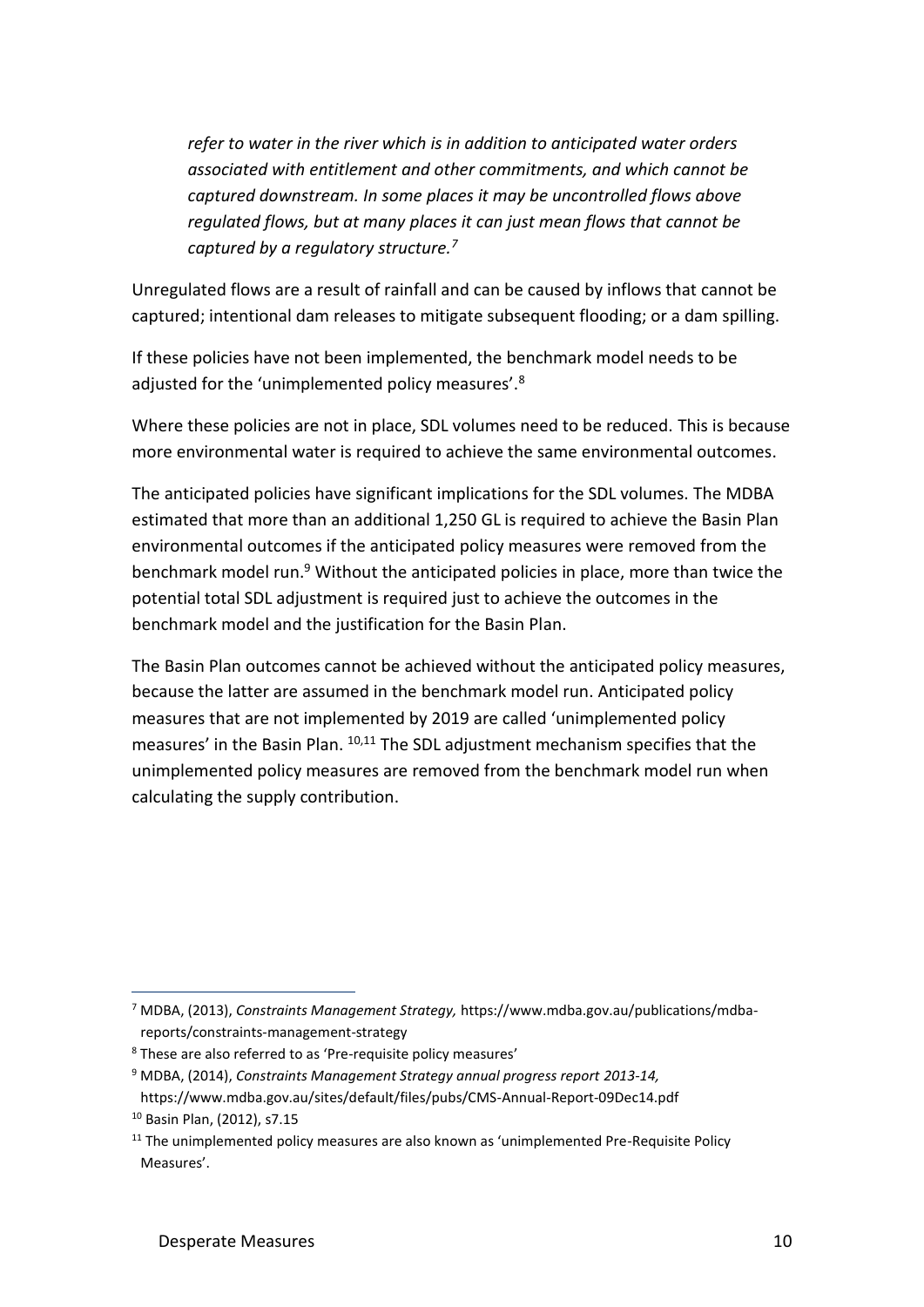*refer to water in the river which is in addition to anticipated water orders associated with entitlement and other commitments, and which cannot be captured downstream. In some places it may be uncontrolled flows above regulated flows, but at many places it can just mean flows that cannot be captured by a regulatory structure.*[7]

Unregulated flows are a result of rainfall and can be caused by inflows that cannot be captured; intentional dam releases to mitigate subsequent flooding; or a dam spilling.

If these policies have not been implemented, the benchmark model needs to be adjusted for the 'unimplemented policy measures'.[8]

Where these policies are not in place, SDL volumes need to be reduced. This is because more environmental water is required to achieve the same environmental outcomes.

The anticipated policies have significant implications for the SDL volumes. The MDBA estimated that more than an additional 1,250 GL is required to achieve the Basin Plan environmental outcomes if the anticipated policy measures were removed from the benchmark model run.[9] Without the anticipated policies in place, more than twice the potential total SDL adjustment is required just to achieve the outcomes in the benchmark model and the justification for the Basin Plan.

The Basin Plan outcomes cannot be achieved without the anticipated policy measures, because the latter are assumed in the benchmark model run. Anticipated policy measures that are not implemented by 2019 are called 'unimplemented policy measures' in the Basin Plan. [10,11] The SDL adjustment mechanism specifies that the unimplemented policy measures are removed from the benchmark model run when calculating the supply contribution.

---

[7] MDBA, (2013), *Constraints Management Strategy,* https://www.mdba.gov.au/publications/mdba-reports/constraints-management-strategy

[8] These are also referred to as 'Pre-requisite policy measures'

[9] MDBA, (2014), *Constraints Management Strategy annual progress report 2013-14,* https://www.mdba.gov.au/sites/default/files/pubs/CMS-Annual-Report-09Dec14.pdf

[10] Basin Plan, (2012), s7.15

[11] The unimplemented policy measures are also known as 'unimplemented Pre-Requisite Policy Measures'.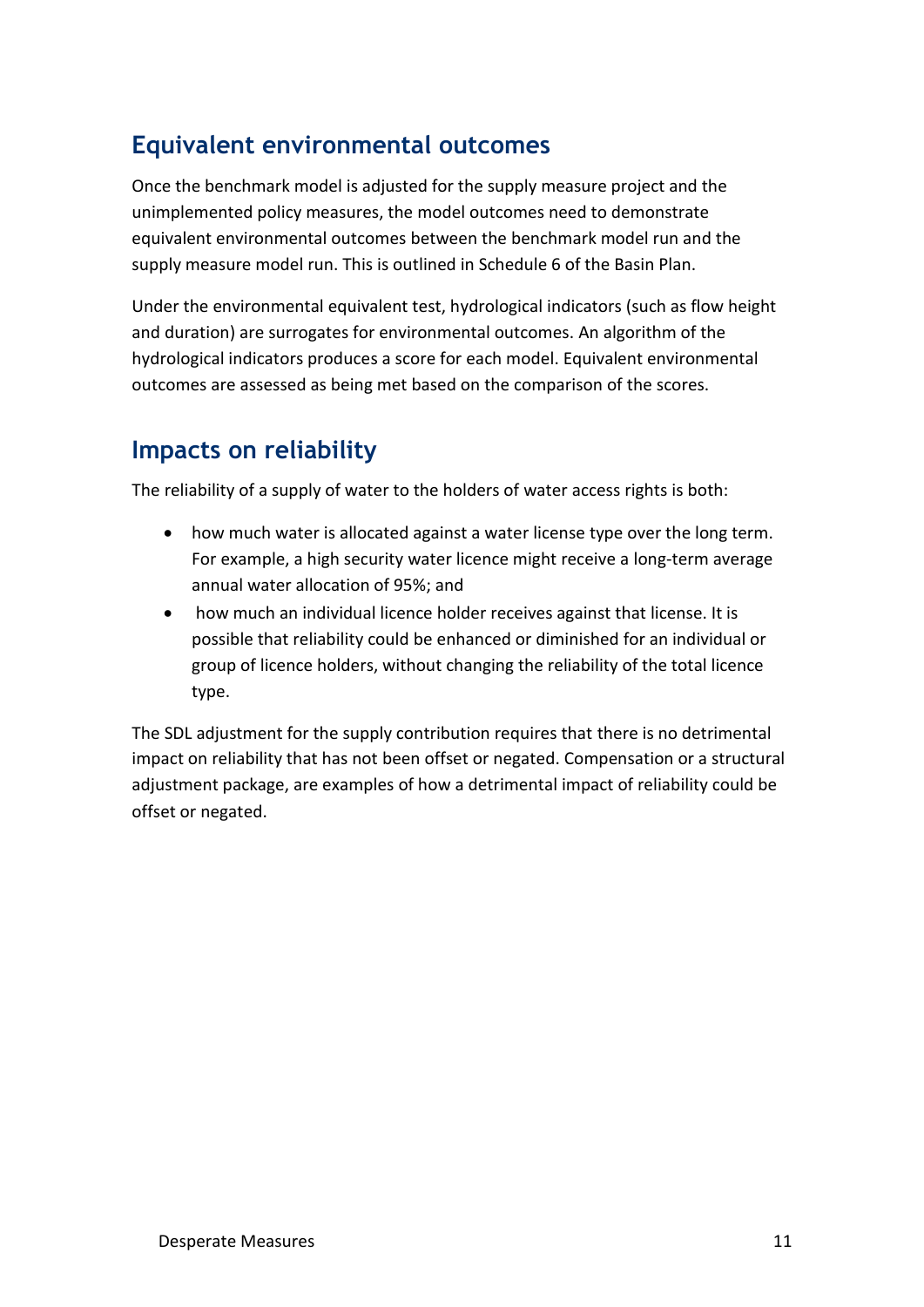## Equivalent environmental outcomes

Once the benchmark model is adjusted for the supply measure project and the unimplemented policy measures, the model outcomes need to demonstrate equivalent environmental outcomes between the benchmark model run and the supply measure model run. This is outlined in Schedule 6 of the Basin Plan.

Under the environmental equivalent test, hydrological indicators (such as flow height and duration) are surrogates for environmental outcomes. An algorithm of the hydrological indicators produces a score for each model. Equivalent environmental outcomes are assessed as being met based on the comparison of the scores.

## Impacts on reliability

The reliability of a supply of water to the holders of water access rights is both:

- how much water is allocated against a water license type over the long term. For example, a high security water licence might receive a long-term average annual water allocation of 95%; and
- how much an individual licence holder receives against that license. It is possible that reliability could be enhanced or diminished for an individual or group of licence holders, without changing the reliability of the total licence type.

The SDL adjustment for the supply contribution requires that there is no detrimental impact on reliability that has not been offset or negated. Compensation or a structural adjustment package, are examples of how a detrimental impact of reliability could be offset or negated.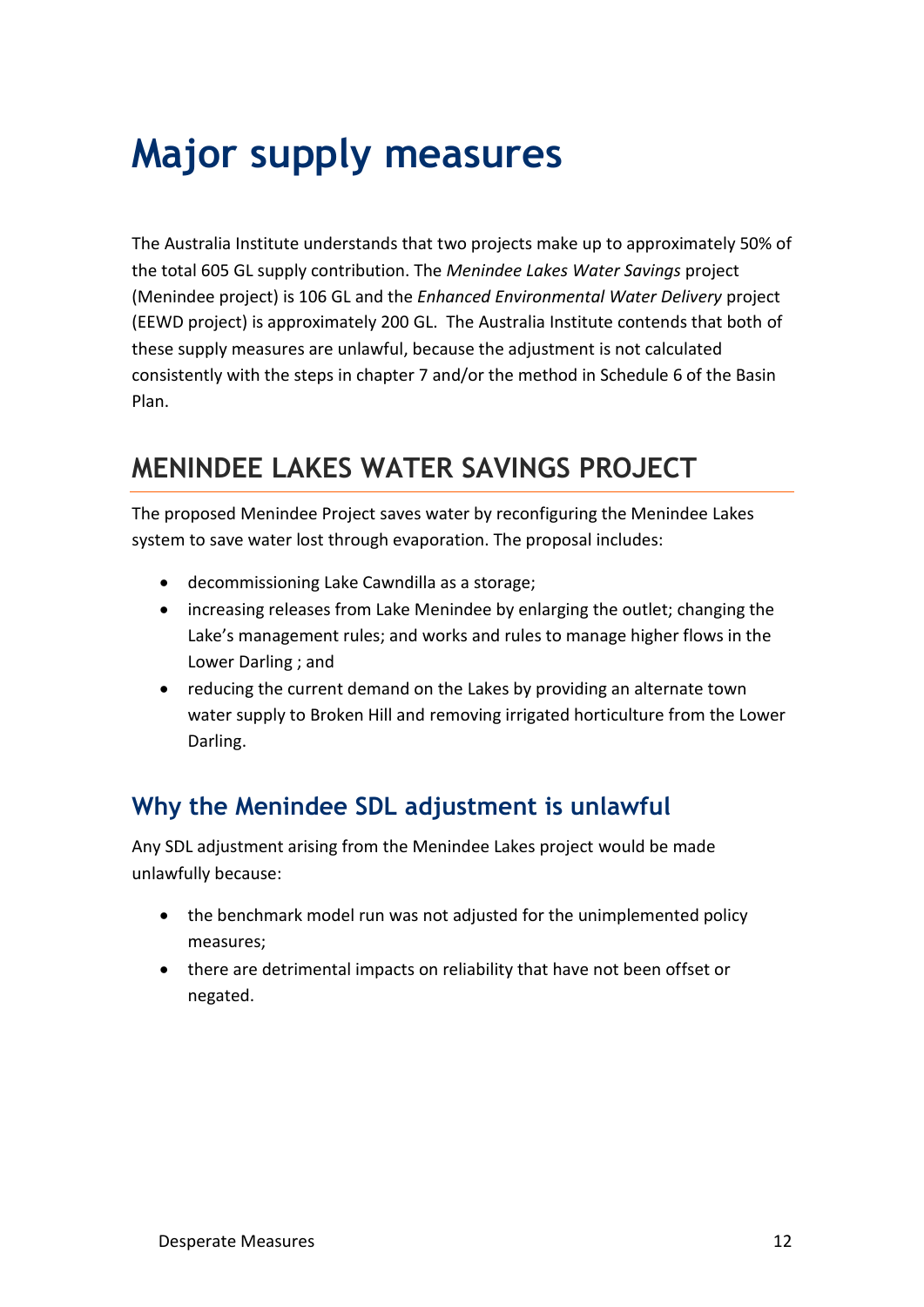# Major supply measures

The Australia Institute understands that two projects make up to approximately 50% of the total 605 GL supply contribution. The *Menindee Lakes Water Savings* project (Menindee project) is 106 GL and the *Enhanced Environmental Water Delivery* project (EEWD project) is approximately 200 GL. The Australia Institute contends that both of these supply measures are unlawful, because the adjustment is not calculated consistently with the steps in chapter 7 and/or the method in Schedule 6 of the Basin Plan.

## MENINDEE LAKES WATER SAVINGS PROJECT

The proposed Menindee Project saves water by reconfiguring the Menindee Lakes system to save water lost through evaporation. The proposal includes:

- decommissioning Lake Cawndilla as a storage;
- increasing releases from Lake Menindee by enlarging the outlet; changing the Lake's management rules; and works and rules to manage higher flows in the Lower Darling ; and
- reducing the current demand on the Lakes by providing an alternate town water supply to Broken Hill and removing irrigated horticulture from the Lower Darling.

### Why the Menindee SDL adjustment is unlawful

Any SDL adjustment arising from the Menindee Lakes project would be made unlawfully because:

- the benchmark model run was not adjusted for the unimplemented policy measures;
- there are detrimental impacts on reliability that have not been offset or negated.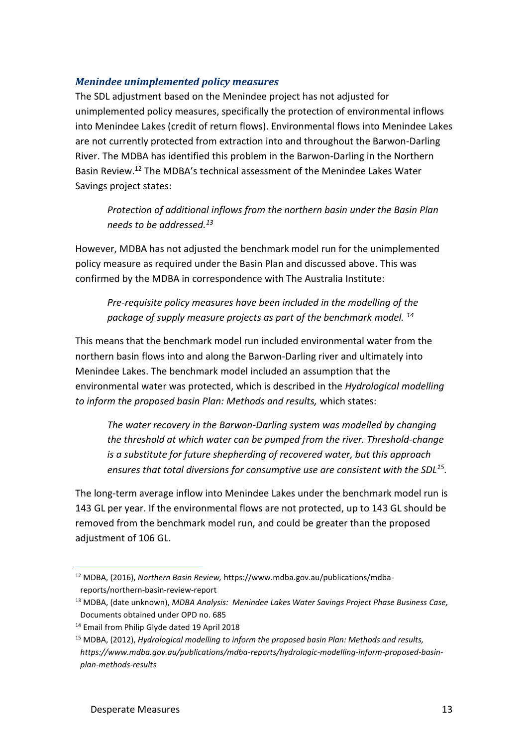### *Menindee unimplemented policy measures*

The SDL adjustment based on the Menindee project has not adjusted for unimplemented policy measures, specifically the protection of environmental inflows into Menindee Lakes (credit of return flows). Environmental flows into Menindee Lakes are not currently protected from extraction into and throughout the Barwon-Darling River. The MDBA has identified this problem in the Barwon-Darling in the Northern Basin Review.[12] The MDBA's technical assessment of the Menindee Lakes Water Savings project states:

> *Protection of additional inflows from the northern basin under the Basin Plan needs to be addressed.[13]*

However, MDBA has not adjusted the benchmark model run for the unimplemented policy measure as required under the Basin Plan and discussed above. This was confirmed by the MDBA in correspondence with The Australia Institute:

> *Pre-requisite policy measures have been included in the modelling of the package of supply measure projects as part of the benchmark model. [14]*

This means that the benchmark model run included environmental water from the northern basin flows into and along the Barwon-Darling river and ultimately into Menindee Lakes. The benchmark model included an assumption that the environmental water was protected, which is described in the *Hydrological modelling to inform the proposed basin Plan: Methods and results,* which states:

> *The water recovery in the Barwon-Darling system was modelled by changing the threshold at which water can be pumped from the river. Threshold-change is a substitute for future shepherding of recovered water, but this approach ensures that total diversions for consumptive use are consistent with the SDL[15].*

The long-term average inflow into Menindee Lakes under the benchmark model run is 143 GL per year. If the environmental flows are not protected, up to 143 GL should be removed from the benchmark model run, and could be greater than the proposed adjustment of 106 GL.

---

[12] MDBA, (2016), *Northern Basin Review,* https://www.mdba.gov.au/publications/mdba-reports/northern-basin-review-report

[13] MDBA, (date unknown), *MDBA Analysis: Menindee Lakes Water Savings Project Phase Business Case,* Documents obtained under OPD no. 685

[14] Email from Philip Glyde dated 19 April 2018

[15] MDBA, (2012), *Hydrological modelling to inform the proposed basin Plan: Methods and results, https://www.mdba.gov.au/publications/mdba-reports/hydrologic-modelling-inform-proposed-basin-plan-methods-results*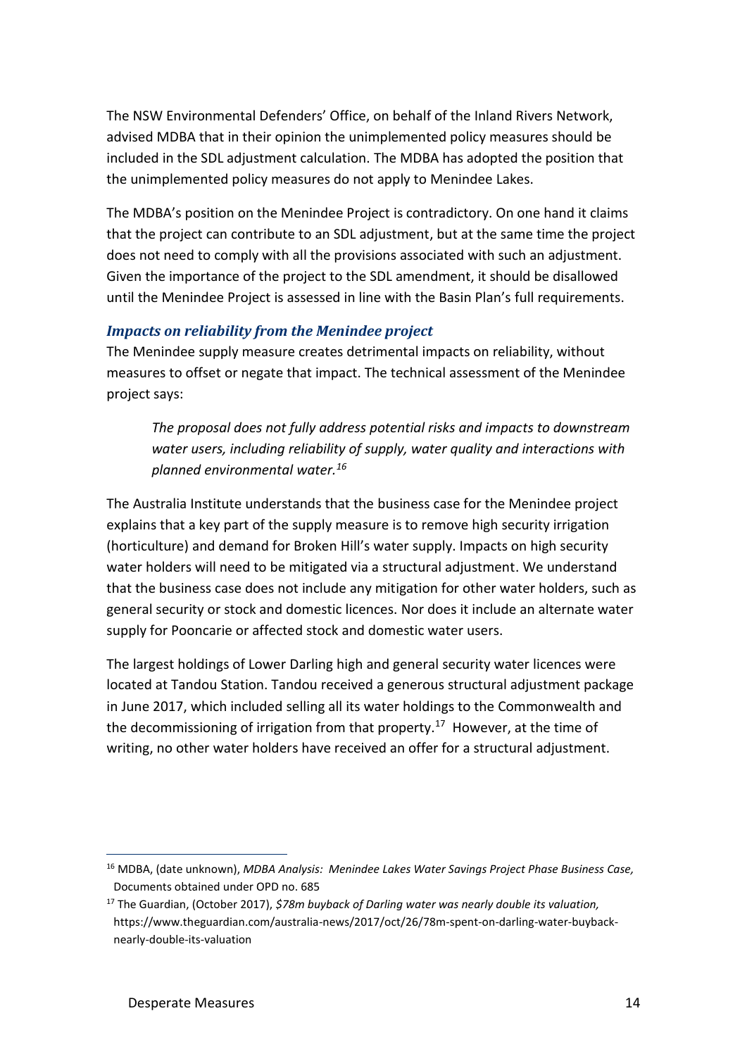The NSW Environmental Defenders' Office, on behalf of the Inland Rivers Network, advised MDBA that in their opinion the unimplemented policy measures should be included in the SDL adjustment calculation. The MDBA has adopted the position that the unimplemented policy measures do not apply to Menindee Lakes.

The MDBA's position on the Menindee Project is contradictory. On one hand it claims that the project can contribute to an SDL adjustment, but at the same time the project does not need to comply with all the provisions associated with such an adjustment. Given the importance of the project to the SDL amendment, it should be disallowed until the Menindee Project is assessed in line with the Basin Plan's full requirements.

### *Impacts on reliability from the Menindee project*

The Menindee supply measure creates detrimental impacts on reliability, without measures to offset or negate that impact. The technical assessment of the Menindee project says:

> *The proposal does not fully address potential risks and impacts to downstream water users, including reliability of supply, water quality and interactions with planned environmental water.*[16]

The Australia Institute understands that the business case for the Menindee project explains that a key part of the supply measure is to remove high security irrigation (horticulture) and demand for Broken Hill's water supply. Impacts on high security water holders will need to be mitigated via a structural adjustment. We understand that the business case does not include any mitigation for other water holders, such as general security or stock and domestic licences. Nor does it include an alternate water supply for Pooncarie or affected stock and domestic water users.

The largest holdings of Lower Darling high and general security water licences were located at Tandou Station. Tandou received a generous structural adjustment package in June 2017, which included selling all its water holdings to the Commonwealth and the decommissioning of irrigation from that property.[17] However, at the time of writing, no other water holders have received an offer for a structural adjustment.

---

[16] MDBA, (date unknown), *MDBA Analysis: Menindee Lakes Water Savings Project Phase Business Case,* Documents obtained under OPD no. 685

[17] The Guardian, (October 2017), *$78m buyback of Darling water was nearly double its valuation,* https://www.theguardian.com/australia-news/2017/oct/26/78m-spent-on-darling-water-buyback-nearly-double-its-valuation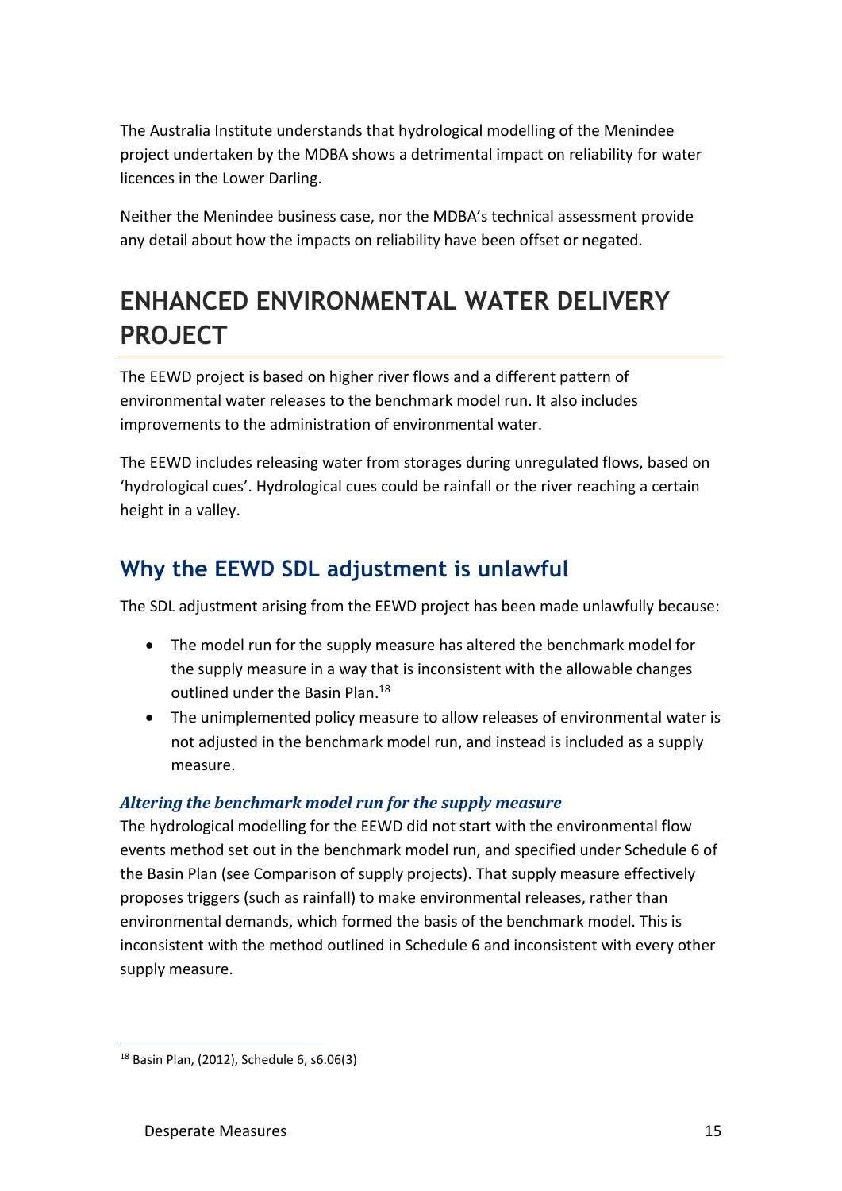The Australia Institute understands that hydrological modelling of the Menindee project undertaken by the MDBA shows a detrimental impact on reliability for water licences in the Lower Darling.

Neither the Menindee business case, nor the MDBA's technical assessment provide any detail about how the impacts on reliability have been offset or negated.

# ENHANCED ENVIRONMENTAL WATER DELIVERY PROJECT

The EEWD project is based on higher river flows and a different pattern of environmental water releases to the benchmark model run. It also includes improvements to the administration of environmental water.

The EEWD includes releasing water from storages during unregulated flows, based on 'hydrological cues'. Hydrological cues could be rainfall or the river reaching a certain height in a valley.

## Why the EEWD SDL adjustment is unlawful

The SDL adjustment arising from the EEWD project has been made unlawfully because:

- The model run for the supply measure has altered the benchmark model for the supply measure in a way that is inconsistent with the allowable changes outlined under the Basin Plan.[18]
- The unimplemented policy measure to allow releases of environmental water is not adjusted in the benchmark model run, and instead is included as a supply measure.

### *Altering the benchmark model run for the supply measure*

The hydrological modelling for the EEWD did not start with the environmental flow events method set out in the benchmark model run, and specified under Schedule 6 of the Basin Plan (see Comparison of supply projects). That supply measure effectively proposes triggers (such as rainfall) to make environmental releases, rather than environmental demands, which formed the basis of the benchmark model. This is inconsistent with the method outlined in Schedule 6 and inconsistent with every other supply measure.

[18] Basin Plan, (2012), Schedule 6, s6.06(3)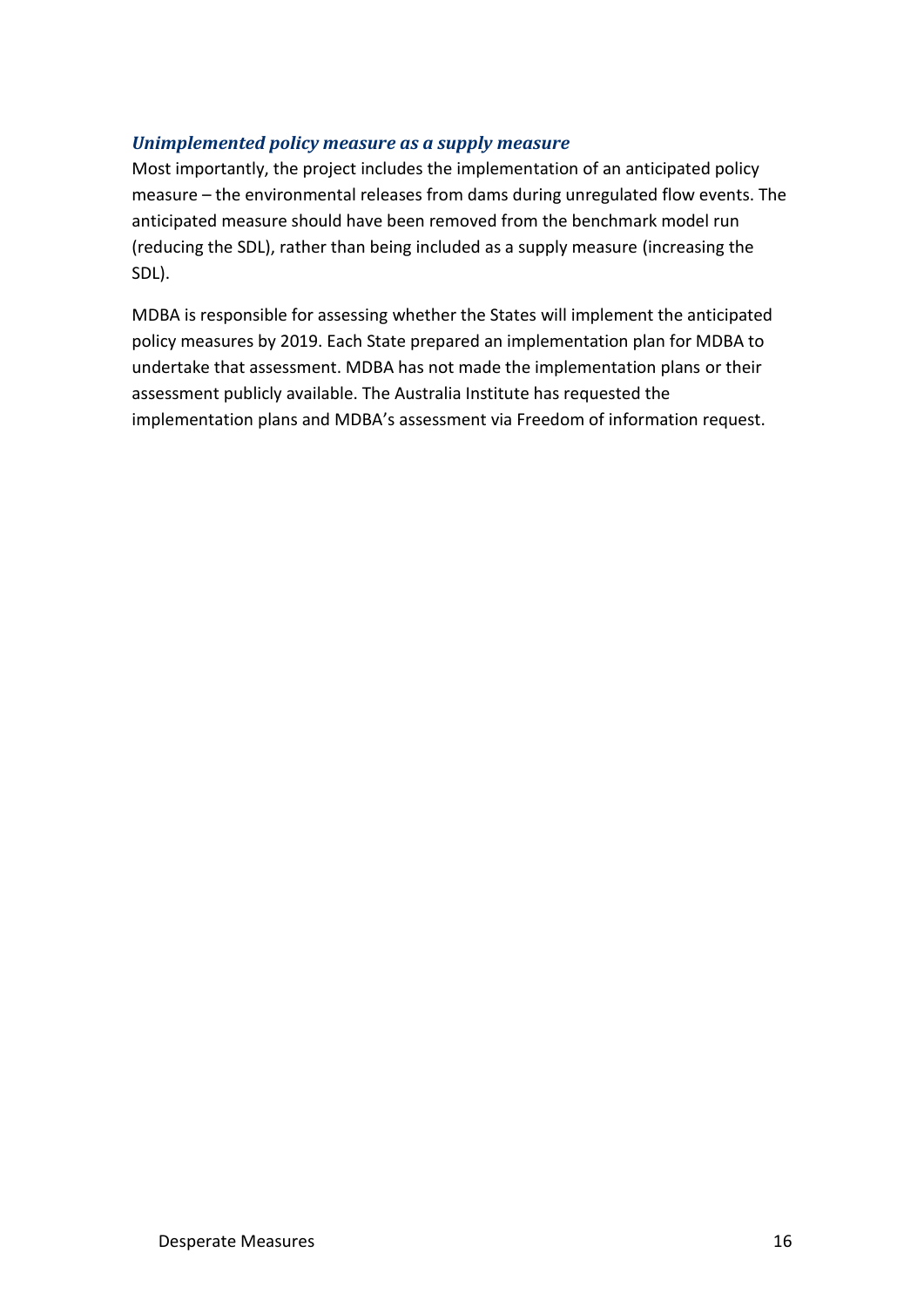### *Unimplemented policy measure as a supply measure*

Most importantly, the project includes the implementation of an anticipated policy measure – the environmental releases from dams during unregulated flow events. The anticipated measure should have been removed from the benchmark model run (reducing the SDL), rather than being included as a supply measure (increasing the SDL).

MDBA is responsible for assessing whether the States will implement the anticipated policy measures by 2019. Each State prepared an implementation plan for MDBA to undertake that assessment. MDBA has not made the implementation plans or their assessment publicly available. The Australia Institute has requested the implementation plans and MDBA's assessment via Freedom of information request.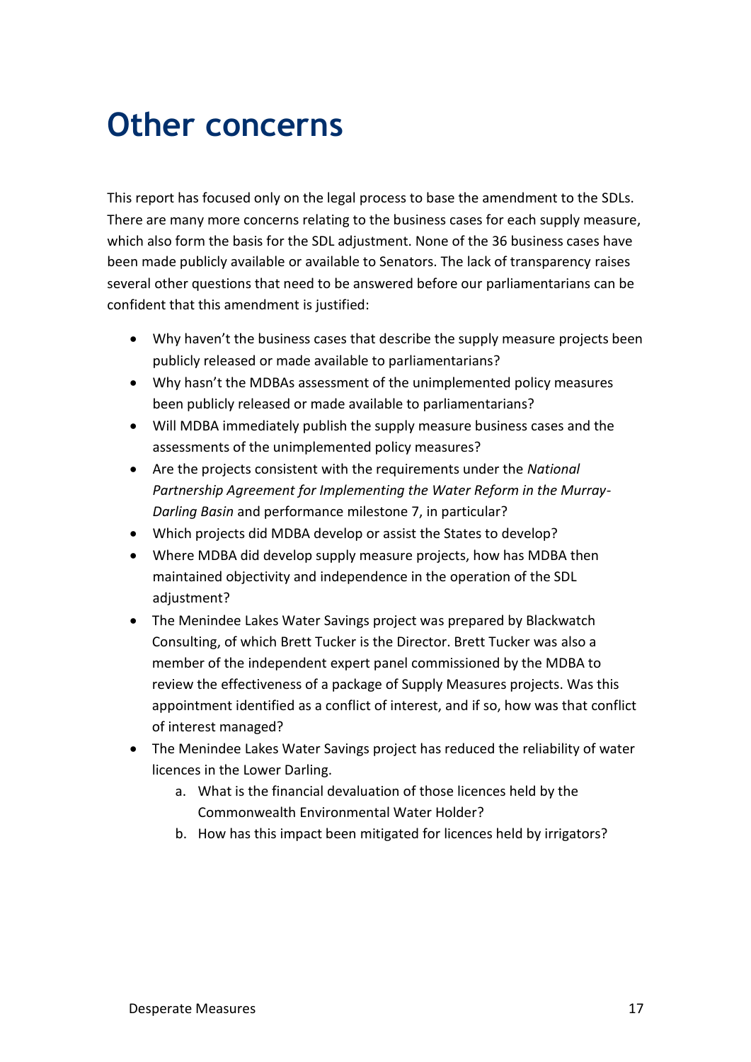# Other concerns

This report has focused only on the legal process to base the amendment to the SDLs. There are many more concerns relating to the business cases for each supply measure, which also form the basis for the SDL adjustment. None of the 36 business cases have been made publicly available or available to Senators. The lack of transparency raises several other questions that need to be answered before our parliamentarians can be confident that this amendment is justified:

- Why haven't the business cases that describe the supply measure projects been publicly released or made available to parliamentarians?
- Why hasn't the MDBAs assessment of the unimplemented policy measures been publicly released or made available to parliamentarians?
- Will MDBA immediately publish the supply measure business cases and the assessments of the unimplemented policy measures?
- Are the projects consistent with the requirements under the *National Partnership Agreement for Implementing the Water Reform in the Murray-Darling Basin* and performance milestone 7, in particular?
- Which projects did MDBA develop or assist the States to develop?
- Where MDBA did develop supply measure projects, how has MDBA then maintained objectivity and independence in the operation of the SDL adjustment?
- The Menindee Lakes Water Savings project was prepared by Blackwatch Consulting, of which Brett Tucker is the Director. Brett Tucker was also a member of the independent expert panel commissioned by the MDBA to review the effectiveness of a package of Supply Measures projects. Was this appointment identified as a conflict of interest, and if so, how was that conflict of interest managed?
- The Menindee Lakes Water Savings project has reduced the reliability of water licences in the Lower Darling.
    a. What is the financial devaluation of those licences held by the Commonwealth Environmental Water Holder?
    b. How has this impact been mitigated for licences held by irrigators?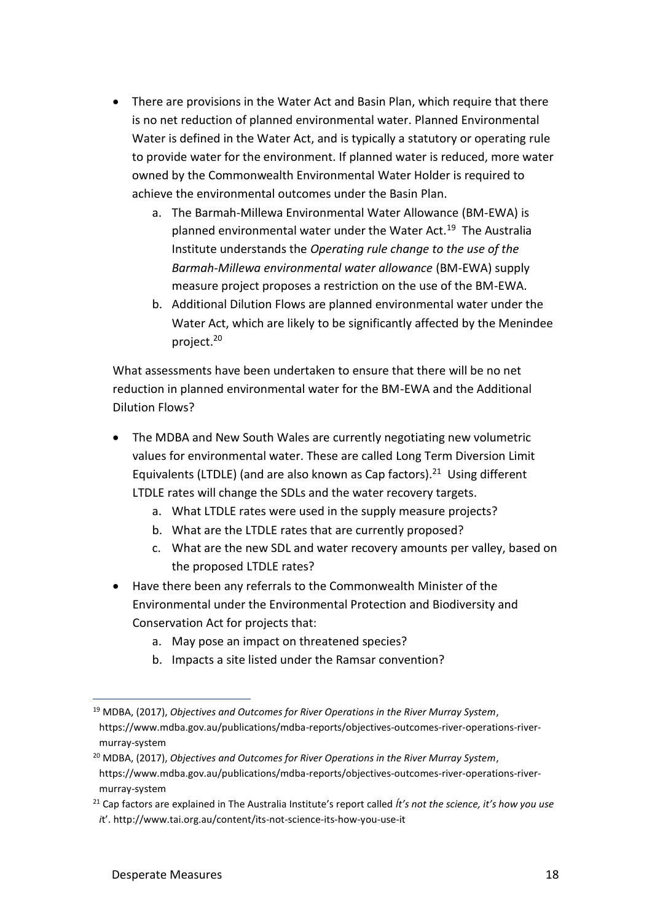- There are provisions in the Water Act and Basin Plan, which require that there is no net reduction of planned environmental water. Planned Environmental Water is defined in the Water Act, and is typically a statutory or operating rule to provide water for the environment. If planned water is reduced, more water owned by the Commonwealth Environmental Water Holder is required to achieve the environmental outcomes under the Basin Plan.
    a. The Barmah-Millewa Environmental Water Allowance (BM-EWA) is planned environmental water under the Water Act.[19] The Australia Institute understands the *Operating rule change to the use of the Barmah-Millewa environmental water allowance* (BM-EWA) supply measure project proposes a restriction on the use of the BM-EWA.
    b. Additional Dilution Flows are planned environmental water under the Water Act, which are likely to be significantly affected by the Menindee project.[20]

What assessments have been undertaken to ensure that there will be no net reduction in planned environmental water for the BM-EWA and the Additional Dilution Flows?

- The MDBA and New South Wales are currently negotiating new volumetric values for environmental water. These are called Long Term Diversion Limit Equivalents (LTDLE) (and are also known as Cap factors).[21] Using different LTDLE rates will change the SDLs and the water recovery targets.
    a. What LTDLE rates were used in the supply measure projects?
    b. What are the LTDLE rates that are currently proposed?
    c. What are the new SDL and water recovery amounts per valley, based on the proposed LTDLE rates?
- Have there been any referrals to the Commonwealth Minister of the Environmental under the Environmental Protection and Biodiversity and Conservation Act for projects that:
    a. May pose an impact on threatened species?
    b. Impacts a site listed under the Ramsar convention?

---

[19] MDBA, (2017), *Objectives and Outcomes for River Operations in the River Murray System*, https://www.mdba.gov.au/publications/mdba-reports/objectives-outcomes-river-operations-river-murray-system

[20] MDBA, (2017), *Objectives and Outcomes for River Operations in the River Murray System*, https://www.mdba.gov.au/publications/mdba-reports/objectives-outcomes-river-operations-river-murray-system

[21] Cap factors are explained in The Australia Institute's report called *Ít's not the science, it's how you use it*'. http://www.tai.org.au/content/its-not-science-its-how-you-use-it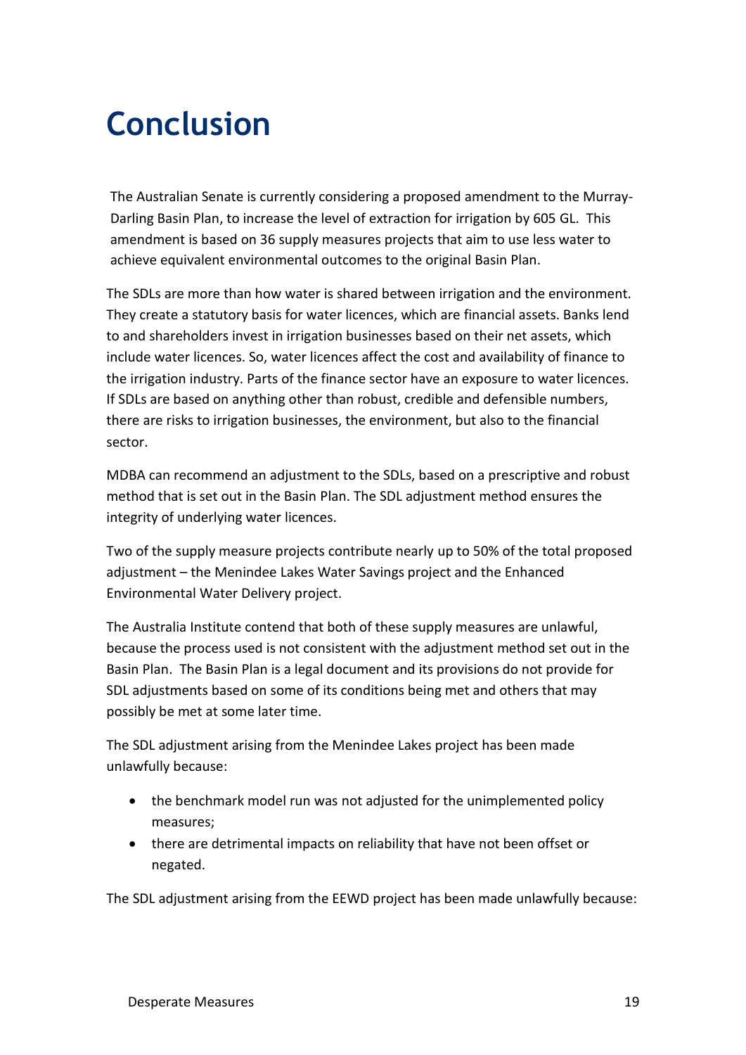# Conclusion

The Australian Senate is currently considering a proposed amendment to the Murray-Darling Basin Plan, to increase the level of extraction for irrigation by 605 GL. This amendment is based on 36 supply measures projects that aim to use less water to achieve equivalent environmental outcomes to the original Basin Plan.

The SDLs are more than how water is shared between irrigation and the environment. They create a statutory basis for water licences, which are financial assets. Banks lend to and shareholders invest in irrigation businesses based on their net assets, which include water licences. So, water licences affect the cost and availability of finance to the irrigation industry. Parts of the finance sector have an exposure to water licences. If SDLs are based on anything other than robust, credible and defensible numbers, there are risks to irrigation businesses, the environment, but also to the financial sector.

MDBA can recommend an adjustment to the SDLs, based on a prescriptive and robust method that is set out in the Basin Plan. The SDL adjustment method ensures the integrity of underlying water licences.

Two of the supply measure projects contribute nearly up to 50% of the total proposed adjustment – the Menindee Lakes Water Savings project and the Enhanced Environmental Water Delivery project.

The Australia Institute contend that both of these supply measures are unlawful, because the process used is not consistent with the adjustment method set out in the Basin Plan. The Basin Plan is a legal document and its provisions do not provide for SDL adjustments based on some of its conditions being met and others that may possibly be met at some later time.

The SDL adjustment arising from the Menindee Lakes project has been made unlawfully because:

- the benchmark model run was not adjusted for the unimplemented policy measures;
- there are detrimental impacts on reliability that have not been offset or negated.

The SDL adjustment arising from the EEWD project has been made unlawfully because: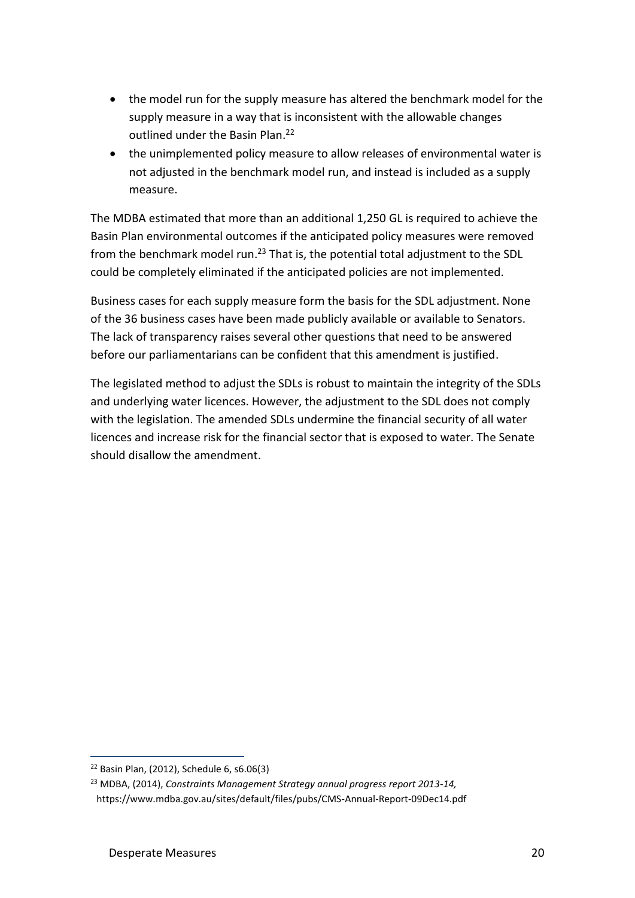- the model run for the supply measure has altered the benchmark model for the supply measure in a way that is inconsistent with the allowable changes outlined under the Basin Plan.[22]
- the unimplemented policy measure to allow releases of environmental water is not adjusted in the benchmark model run, and instead is included as a supply measure.

The MDBA estimated that more than an additional 1,250 GL is required to achieve the Basin Plan environmental outcomes if the anticipated policy measures were removed from the benchmark model run.[23] That is, the potential total adjustment to the SDL could be completely eliminated if the anticipated policies are not implemented.

Business cases for each supply measure form the basis for the SDL adjustment. None of the 36 business cases have been made publicly available or available to Senators. The lack of transparency raises several other questions that need to be answered before our parliamentarians can be confident that this amendment is justified.

The legislated method to adjust the SDLs is robust to maintain the integrity of the SDLs and underlying water licences. However, the adjustment to the SDL does not comply with the legislation. The amended SDLs undermine the financial security of all water licences and increase risk for the financial sector that is exposed to water. The Senate should disallow the amendment.

---

[22] Basin Plan, (2012), Schedule 6, s6.06(3)

[23] MDBA, (2014), *Constraints Management Strategy annual progress report 2013-14,* https://www.mdba.gov.au/sites/default/files/pubs/CMS-Annual-Report-09Dec14.pdf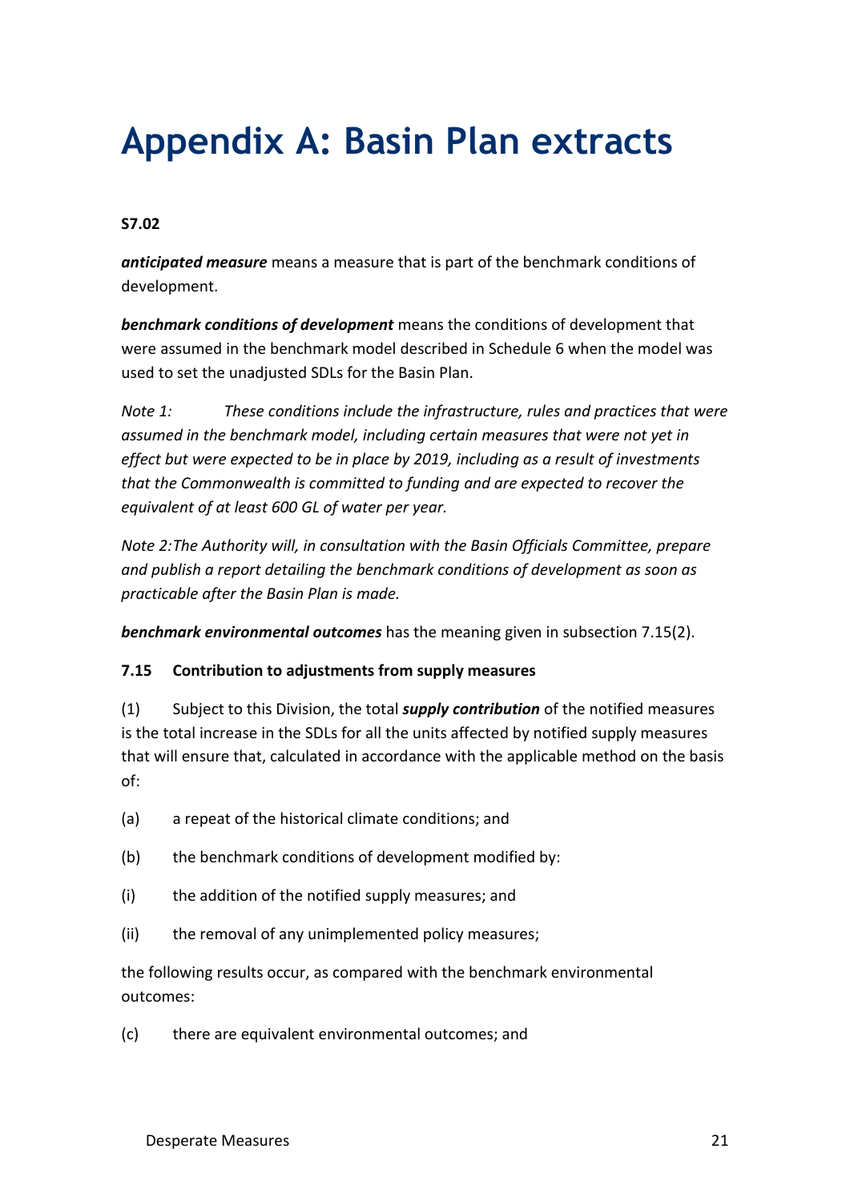# Appendix A: Basin Plan extracts

**S7.02**

***anticipated measure*** means a measure that is part of the benchmark conditions of development.

***benchmark conditions of development*** means the conditions of development that were assumed in the benchmark model described in Schedule 6 when the model was used to set the unadjusted SDLs for the Basin Plan.

*Note 1: These conditions include the infrastructure, rules and practices that were assumed in the benchmark model, including certain measures that were not yet in effect but were expected to be in place by 2019, including as a result of investments that the Commonwealth is committed to funding and are expected to recover the equivalent of at least 600 GL of water per year.*

*Note 2: The Authority will, in consultation with the Basin Officials Committee, prepare and publish a report detailing the benchmark conditions of development as soon as practicable after the Basin Plan is made.*

***benchmark environmental outcomes*** has the meaning given in subsection 7.15(2).

**7.15 Contribution to adjustments from supply measures**

(1) Subject to this Division, the total ***supply contribution*** of the notified measures is the total increase in the SDLs for all the units affected by notified supply measures that will ensure that, calculated in accordance with the applicable method on the basis of:

(a) a repeat of the historical climate conditions; and

(b) the benchmark conditions of development modified by:

(i) the addition of the notified supply measures; and

(ii) the removal of any unimplemented policy measures;

the following results occur, as compared with the benchmark environmental outcomes:

(c) there are equivalent environmental outcomes; and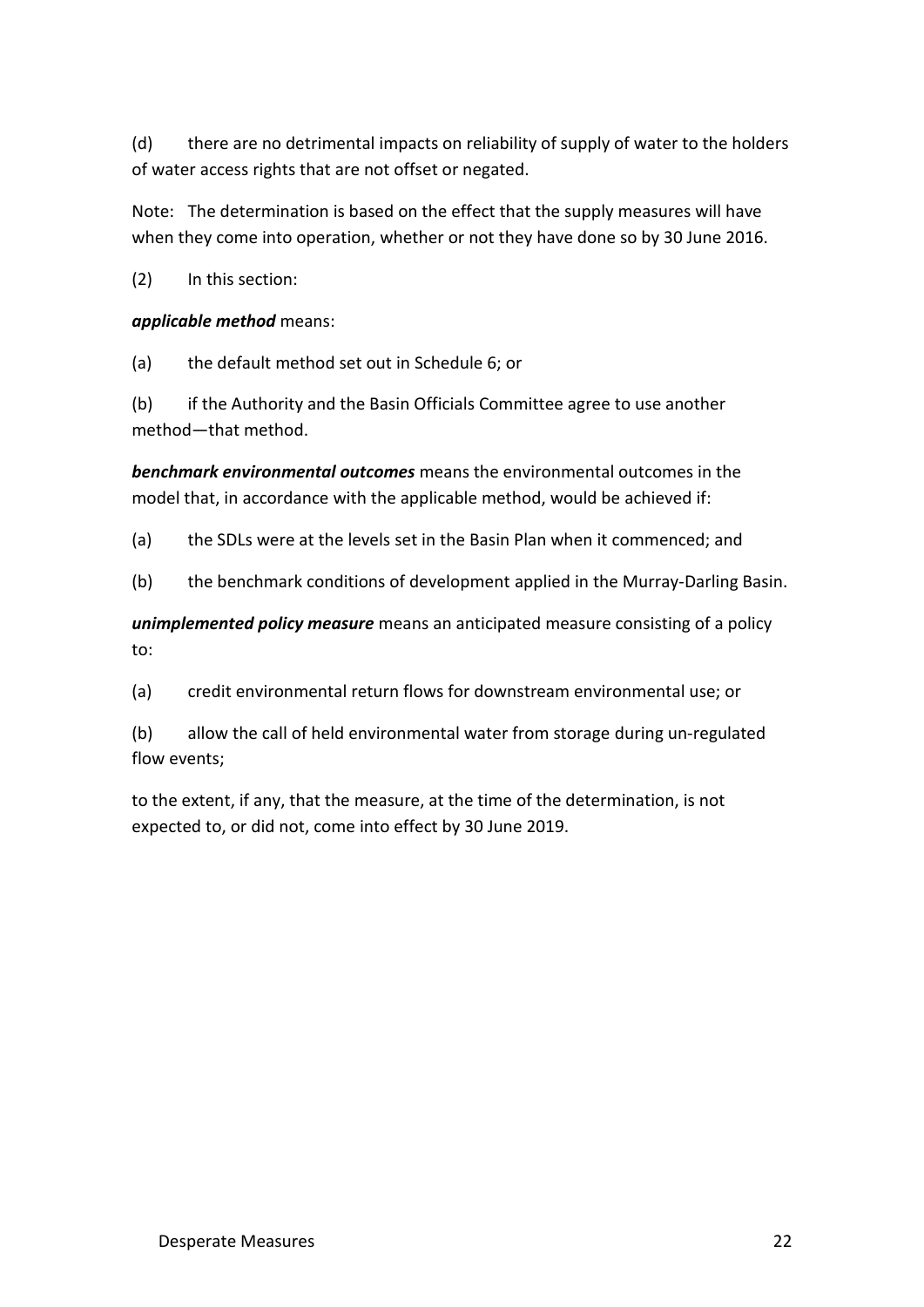(d) there are no detrimental impacts on reliability of supply of water to the holders of water access rights that are not offset or negated.

Note: The determination is based on the effect that the supply measures will have when they come into operation, whether or not they have done so by 30 June 2016.

(2) In this section:

***applicable method*** means:

(a) the default method set out in Schedule 6; or

(b) if the Authority and the Basin Officials Committee agree to use another method—that method.

***benchmark environmental outcomes*** means the environmental outcomes in the model that, in accordance with the applicable method, would be achieved if:

(a) the SDLs were at the levels set in the Basin Plan when it commenced; and

(b) the benchmark conditions of development applied in the Murray-Darling Basin.

***unimplemented policy measure*** means an anticipated measure consisting of a policy to:

(a) credit environmental return flows for downstream environmental use; or

(b) allow the call of held environmental water from storage during un-regulated flow events;

to the extent, if any, that the measure, at the time of the determination, is not expected to, or did not, come into effect by 30 June 2019.